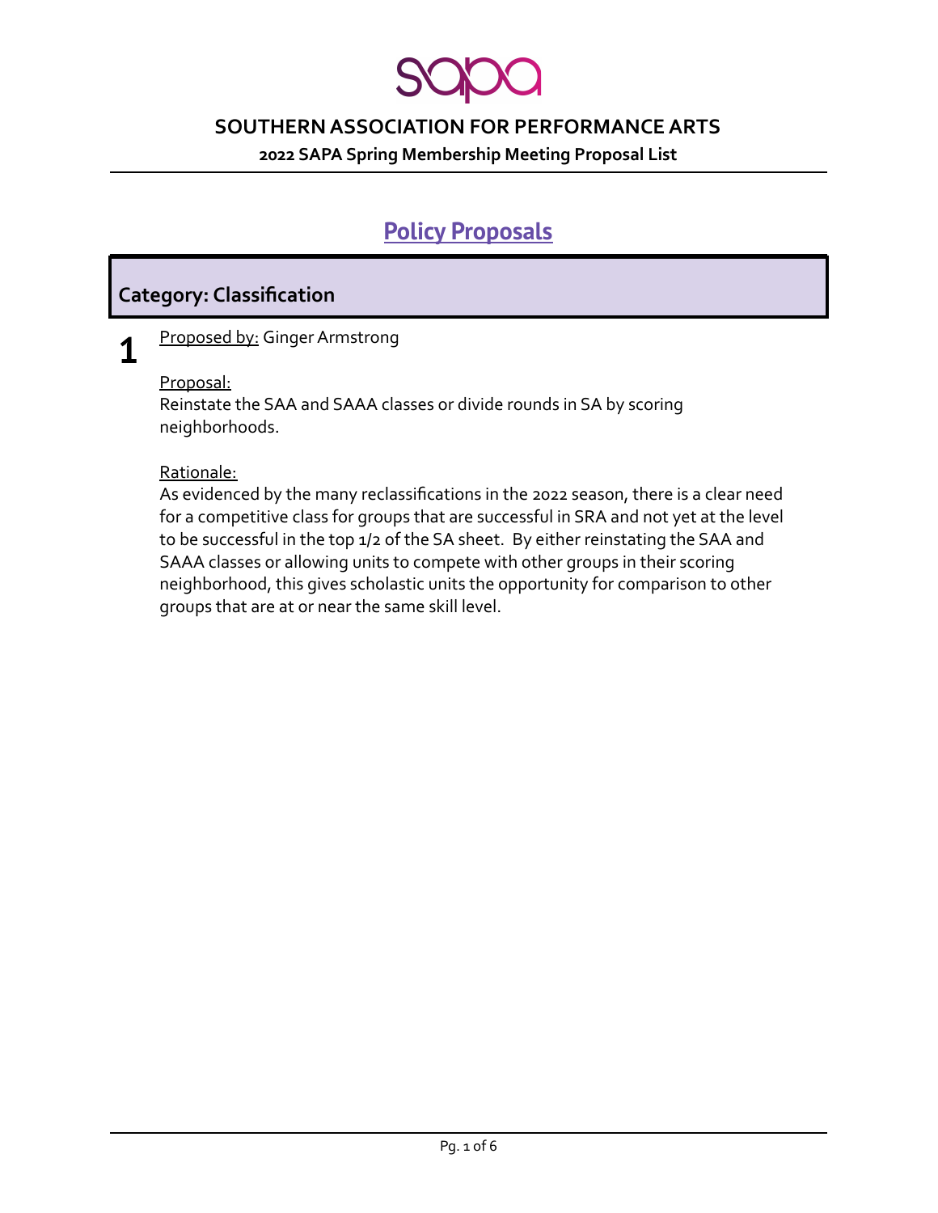# SOUTHERN ASSOCIATION FOR PERFORMANCE ARTS

**2022 SAPA Spring Membership Meeting Proposal List**

## Policy Proposals

### Category: Classification

**1**

Proposed by: Ginger Armstrong

Proposal:
Reinstate the SAA and SAAA classes or divide rounds in SA by scoring neighborhoods.

Rationale:
As evidenced by the many reclassifications in the 2022 season, there is a clear need for a competitive class for groups that are successful in SRA and not yet at the level to be successful in the top 1/2 of the SA sheet. By either reinstating the SAA and SAAA classes or allowing units to compete with other groups in their scoring neighborhood, this gives scholastic units the opportunity for comparison to other groups that are at or near the same skill level.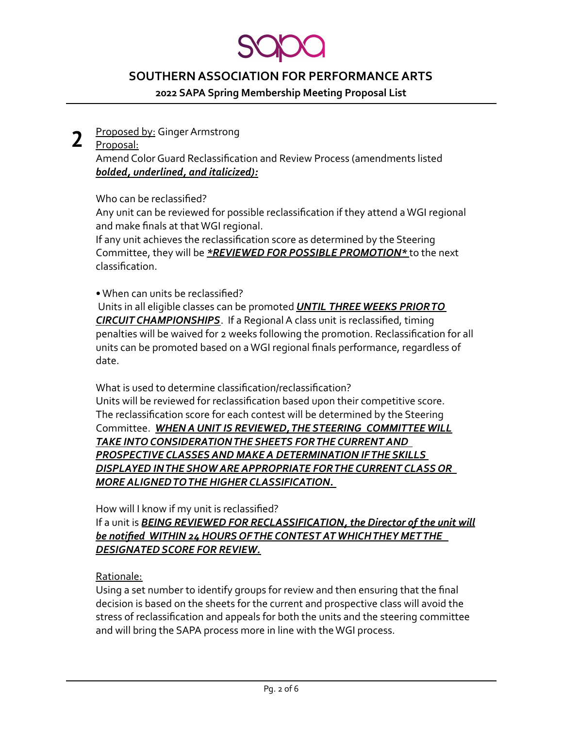# SOUTHERN ASSOCIATION FOR PERFORMANCE ARTS

## 2022 SAPA Spring Membership Meeting Proposal List

**2**

Proposed by: Ginger Armstrong

Proposal:

Amend Color Guard Reclassification and Review Process (amendments listed ***bolded, underlined, and italicized):***

Who can be reclassified?

Any unit can be reviewed for possible reclassification if they attend a WGI regional and make finals at that WGI regional.

If any unit achieves the reclassification score as determined by the Steering Committee, they will be ***<u>*REVIEWED FOR POSSIBLE PROMOTION*</u>*** to the next classification.

• When can units be reclassified?

Units in all eligible classes can be promoted ***<u>UNTIL THREE WEEKS PRIOR TO CIRCUIT CHAMPIONSHIPS</u>***. If a Regional A class unit is reclassified, timing penalties will be waived for 2 weeks following the promotion. Reclassification for all units can be promoted based on a WGI regional finals performance, regardless of date.

What is used to determine classification/reclassification?

Units will be reviewed for reclassification based upon their competitive score. The reclassification score for each contest will be determined by the Steering Committee. ***<u>WHEN A UNIT IS REVIEWED, THE STEERING COMMITTEE WILL TAKE INTO CONSIDERATION THE SHEETS FOR THE CURRENT AND PROSPECTIVE CLASSES AND MAKE A DETERMINATION IF THE SKILLS DISPLAYED IN THE SHOW ARE APPROPRIATE FOR THE CURRENT CLASS OR MORE ALIGNED TO THE HIGHER CLASSIFICATION.</u>***

How will I know if my unit is reclassified?

If a unit is ***<u>BEING REVIEWED FOR RECLASSIFICATION, the Director of the unit will be notified WITHIN 24 HOURS OF THE CONTEST AT WHICH THEY MET THE DESIGNATED SCORE FOR REVIEW.</u>***

Rationale:

Using a set number to identify groups for review and then ensuring that the final decision is based on the sheets for the current and prospective class will avoid the stress of reclassification and appeals for both the units and the steering committee and will bring the SAPA process more in line with the WGI process.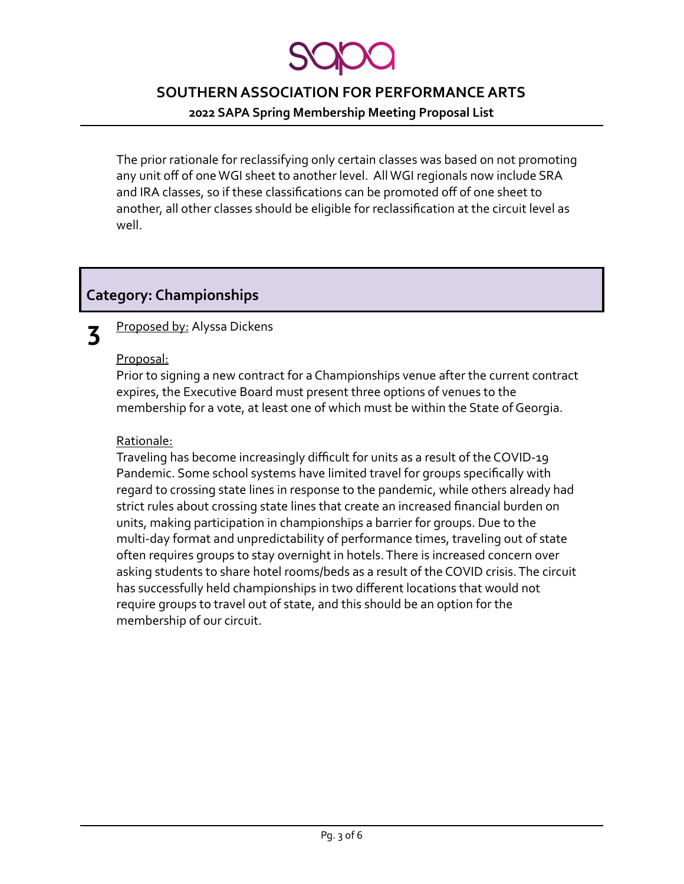The prior rationale for reclassifying only certain classes was based on not promoting any unit off of one WGI sheet to another level. All WGI regionals now include SRA and IRA classes, so if these classifications can be promoted off of one sheet to another, all other classes should be eligible for reclassification at the circuit level as well.

## Category: Championships

**3**

Proposed by: Alyssa Dickens

Proposal:
Prior to signing a new contract for a Championships venue after the current contract expires, the Executive Board must present three options of venues to the membership for a vote, at least one of which must be within the State of Georgia.

Rationale:
Traveling has become increasingly difficult for units as a result of the COVID-19 Pandemic. Some school systems have limited travel for groups specifically with regard to crossing state lines in response to the pandemic, while others already had strict rules about crossing state lines that create an increased financial burden on units, making participation in championships a barrier for groups. Due to the multi-day format and unpredictability of performance times, traveling out of state often requires groups to stay overnight in hotels. There is increased concern over asking students to share hotel rooms/beds as a result of the COVID crisis. The circuit has successfully held championships in two different locations that would not require groups to travel out of state, and this should be an option for the membership of our circuit.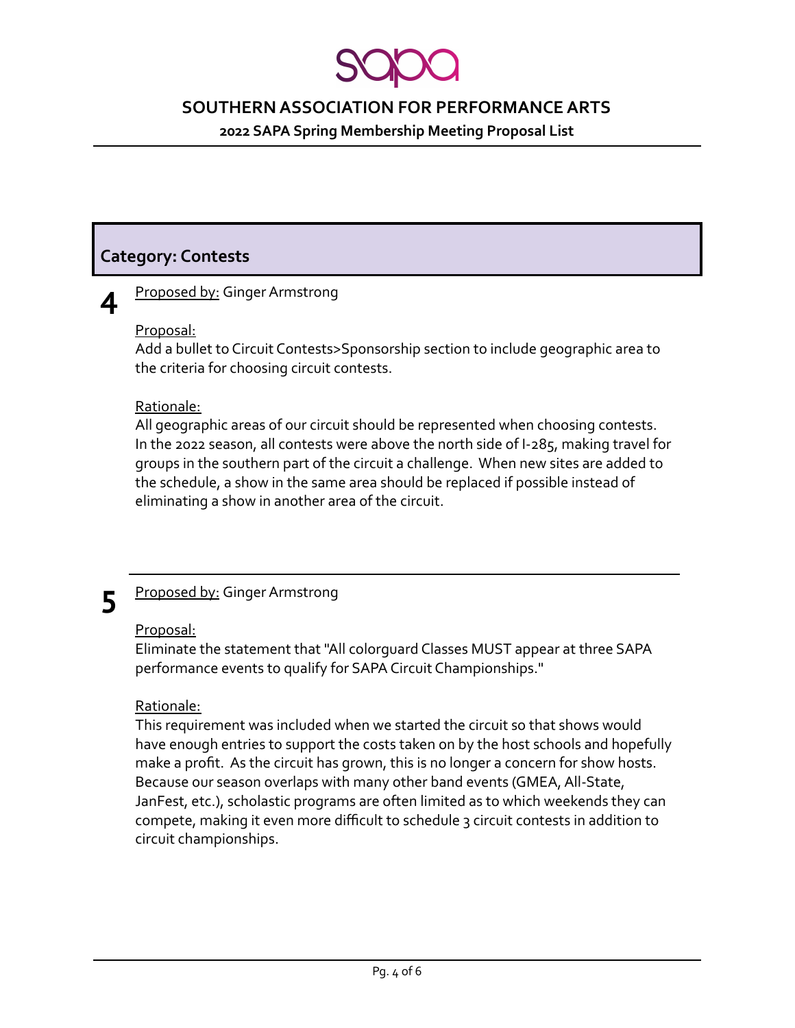# SOUTHERN ASSOCIATION FOR PERFORMANCE ARTS

## 2022 SAPA Spring Membership Meeting Proposal List

## Category: Contests

**4**

Proposed by: Ginger Armstrong

Proposal:

Add a bullet to Circuit Contests>Sponsorship section to include geographic area to the criteria for choosing circuit contests.

Rationale:

All geographic areas of our circuit should be represented when choosing contests. In the 2022 season, all contests were above the north side of I-285, making travel for groups in the southern part of the circuit a challenge. When new sites are added to the schedule, a show in the same area should be replaced if possible instead of eliminating a show in another area of the circuit.

---

**5**

Proposed by: Ginger Armstrong

Proposal:

Eliminate the statement that "All colorguard Classes MUST appear at three SAPA performance events to qualify for SAPA Circuit Championships."

Rationale:

This requirement was included when we started the circuit so that shows would have enough entries to support the costs taken on by the host schools and hopefully make a profit. As the circuit has grown, this is no longer a concern for show hosts. Because our season overlaps with many other band events (GMEA, All-State, JanFest, etc.), scholastic programs are often limited as to which weekends they can compete, making it even more difficult to schedule 3 circuit contests in addition to circuit championships.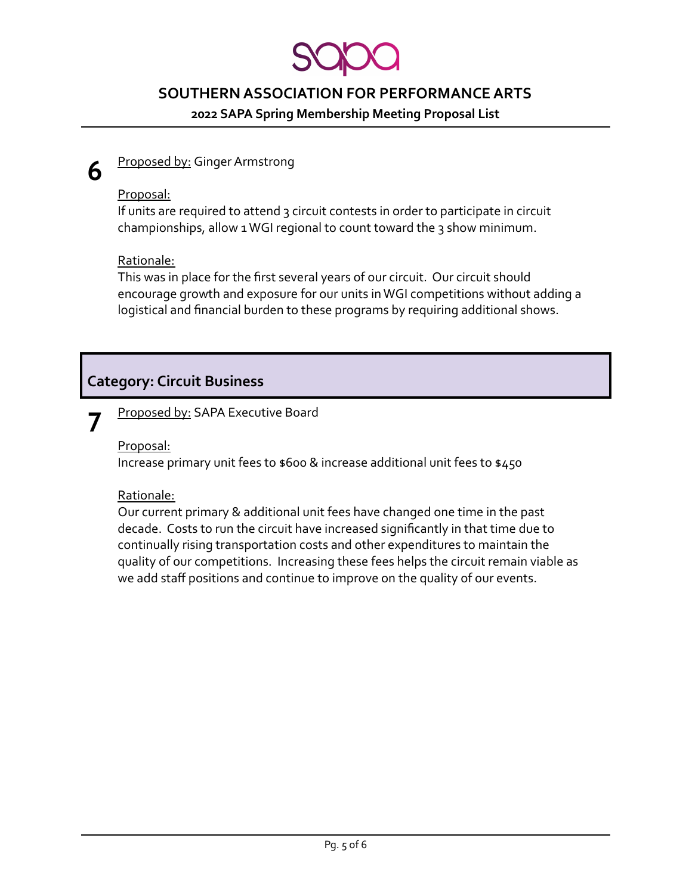## 6

Proposed by: Ginger Armstrong

Proposal:
If units are required to attend 3 circuit contests in order to participate in circuit championships, allow 1 WGI regional to count toward the 3 show minimum.

Rationale:
This was in place for the first several years of our circuit. Our circuit should encourage growth and exposure for our units in WGI competitions without adding a logistical and financial burden to these programs by requiring additional shows.

## Category: Circuit Business

## 7

Proposed by: SAPA Executive Board

Proposal:
Increase primary unit fees to $600 & increase additional unit fees to $450

Rationale:
Our current primary & additional unit fees have changed one time in the past decade. Costs to run the circuit have increased significantly in that time due to continually rising transportation costs and other expenditures to maintain the quality of our competitions. Increasing these fees helps the circuit remain viable as we add staff positions and continue to improve on the quality of our events.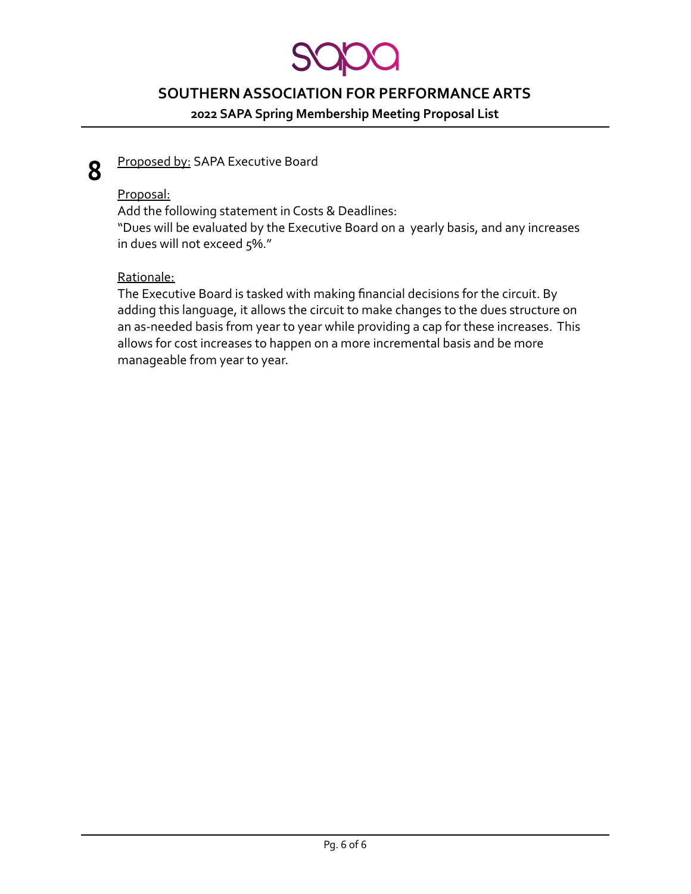# SOUTHERN ASSOCIATION FOR PERFORMANCE ARTS

## 2022 SAPA Spring Membership Meeting Proposal List

---

**8**

Proposed by: SAPA Executive Board

Proposal:

Add the following statement in Costs & Deadlines:

"Dues will be evaluated by the Executive Board on a yearly basis, and any increases in dues will not exceed 5%."

Rationale:

The Executive Board is tasked with making financial decisions for the circuit. By adding this language, it allows the circuit to make changes to the dues structure on an as-needed basis from year to year while providing a cap for these increases. This allows for cost increases to happen on a more incremental basis and be more manageable from year to year.